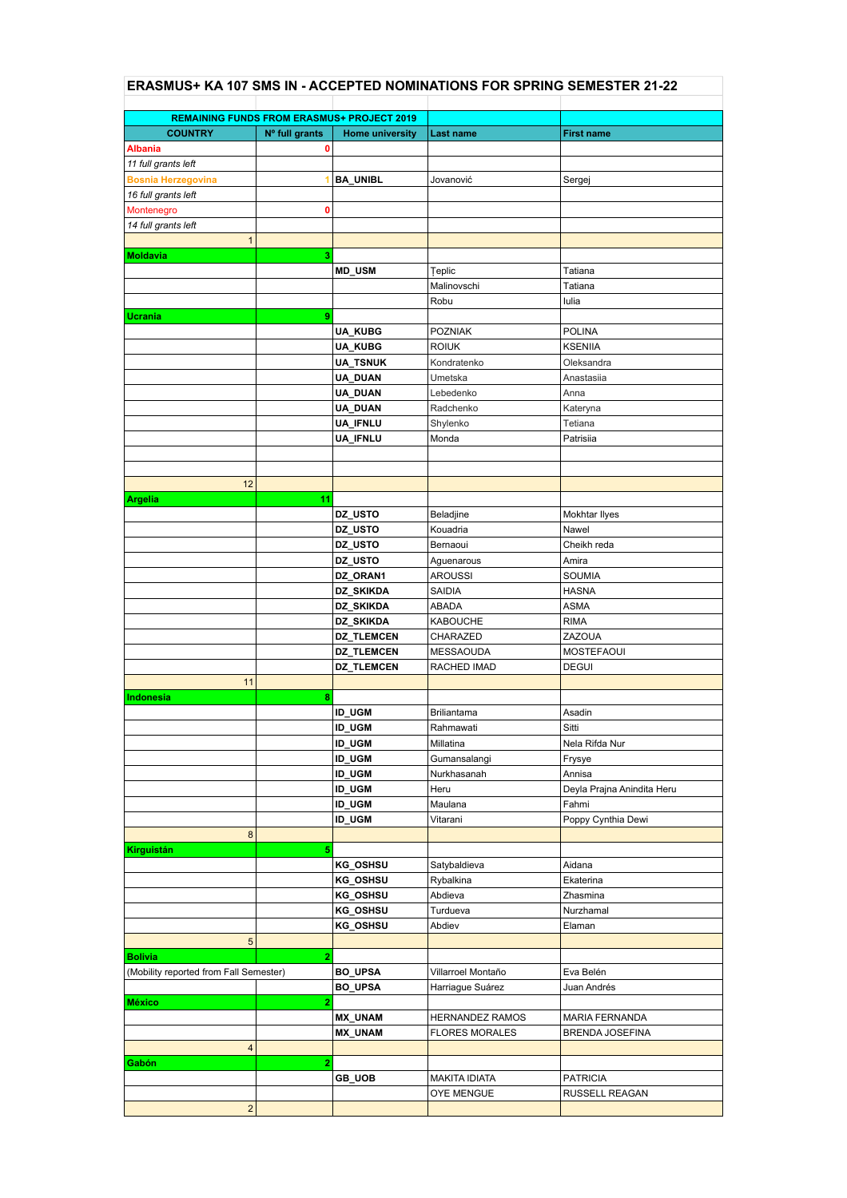# ERASMUS+ KA 107 SMS IN - ACCEPTED NOMINATIONS FOR SPRING SEMESTER 21-22

| REMAINING FUNDS FROM ERASMUS+ PROJECT 2019 | | | | |
|---|---|---|---|---|
| **COUNTRY** | **Nº full grants** | **Home university** | **Last name** | **First name** |
| Albania | 0 | | | |
| *11 full grants left* | | | | |
| Bosnia Herzegovina | 1 | **BA_UNIBL** | Jovanović | Sergej |
| *16 full grants left* | | | | |
| Montenegro | 0 | | | |
| *14 full grants left* | | | | |
| 1 | | | | |
| **Moldavia** | 3 | | | |
| | | **MD_USM** | Ţeplic | Tatiana |
| | | | Malinovschi | Tatiana |
| | | | Robu | Iulia |
| **Ucrania** | 9 | | | |
| | | **UA_KUBG** | POZNIAK | POLINA |
| | | **UA_KUBG** | ROIUK | KSENIIA |
| | | **UA_TSNUK** | Kondratenko | Oleksandra |
| | | **UA_DUAN** | Umetska | Anastasiia |
| | | **UA_DUAN** | Lebedenko | Anna |
| | | **UA_DUAN** | Radchenko | Kateryna |
| | | **UA_IFNLU** | Shylenko | Tetiana |
| | | **UA_IFNLU** | Monda | Patrisiia |
| | | | | |
| | | | | |
| 12 | | | | |
| **Argelia** | 11 | | | |
| | | **DZ_USTO** | Beladjine | Mokhtar Ilyes |
| | | **DZ_USTO** | Kouadria | Nawel |
| | | **DZ_USTO** | Bernaoui | Cheikh reda |
| | | **DZ_USTO** | Aguenarous | Amira |
| | | **DZ_ORAN1** | AROUSSI | SOUMIA |
| | | **DZ_SKIKDA** | SAIDIA | HASNA |
| | | **DZ_SKIKDA** | ABADA | ASMA |
| | | **DZ_SKIKDA** | KABOUCHE | RIMA |
| | | **DZ_TLEMCEN** | CHARAZED | ZAZOUA |
| | | **DZ_TLEMCEN** | MESSAOUDA | MOSTEFAOUI |
| | | **DZ_TLEMCEN** | RACHED IMAD | DEGUI |
| 11 | | | | |
| **Indonesia** | 8 | | | |
| | | **ID_UGM** | Briliantama | Asadin |
| | | **ID_UGM** | Rahmawati | Sitti |
| | | **ID_UGM** | Millatina | Nela Rifda Nur |
| | | **ID_UGM** | Gumansalangi | Frysye |
| | | **ID_UGM** | Nurkhasanah | Annisa |
| | | **ID_UGM** | Heru | Deyla Prajna Anindita Heru |
| | | **ID_UGM** | Maulana | Fahmi |
| | | **ID_UGM** | Vitarani | Poppy Cynthia Dewi |
| 8 | | | | |
| **Kirguistán** | 5 | | | |
| | | **KG_OSHSU** | Satybaldieva | Aidana |
| | | **KG_OSHSU** | Rybalkina | Ekaterina |
| | | **KG_OSHSU** | Abdieva | Zhasmina |
| | | **KG_OSHSU** | Turdueva | Nurzhamal |
| | | **KG_OSHSU** | Abdiev | Elaman |
| 5 | | | | |
| **Bolivia** | 2 | | | |
| (Mobility reported from Fall Semester) | | **BO_UPSA** | Villarroel Montaño | Eva Belén |
| | | **BO_UPSA** | Harriague Suárez | Juan Andrés |
| **México** | 2 | | | |
| | | **MX_UNAM** | HERNANDEZ RAMOS | MARIA FERNANDA |
| | | **MX_UNAM** | FLORES MORALES | BRENDA JOSEFINA |
| 4 | | | | |
| **Gabón** | 2 | | | |
| | | **GB_UOB** | MAKITA IDIATA | PATRICIA |
| | | | OYE MENGUE | RUSSELL REAGAN |
| 2 | | | | |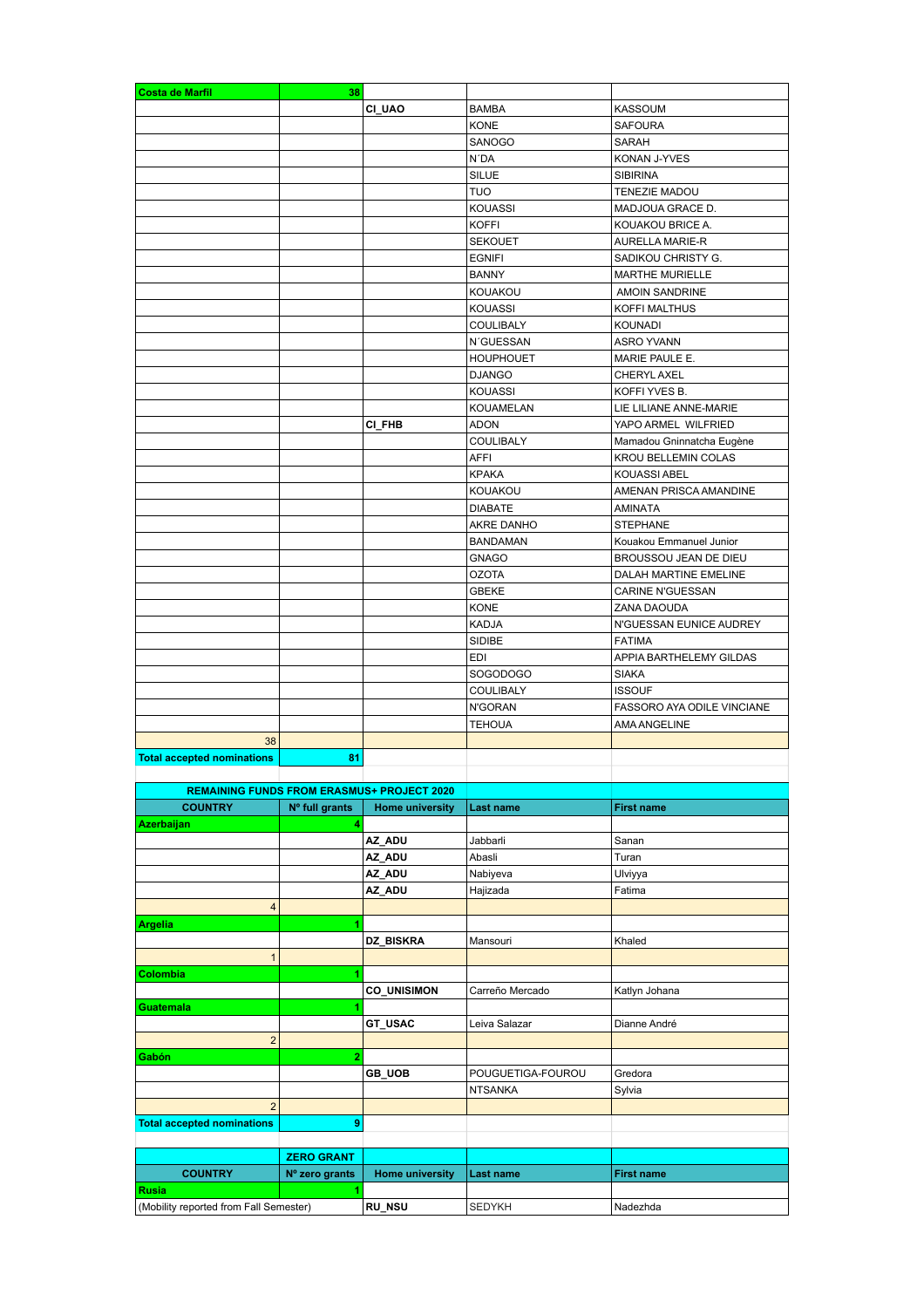| | | | | |
|---|---|---|---|---|
| **Costa de Marfil** | 38 | | | |
| | | **CI_UAO** | BAMBA | KASSOUM |
| | | | KONE | SAFOURA |
| | | | SANOGO | SARAH |
| | | | N´DA | KONAN J-YVES |
| | | | SILUE | SIBIRINA |
| | | | TUO | TENEZIE MADOU |
| | | | KOUASSI | MADJOUA GRACE D. |
| | | | KOFFI | KOUAKOU BRICE A. |
| | | | SEKOUET | AURELLA MARIE-R |
| | | | EGNIFI | SADIKOU CHRISTY G. |
| | | | BANNY | MARTHE MURIELLE |
| | | | KOUAKOU | AMOIN SANDRINE |
| | | | KOUASSI | KOFFI MALTHUS |
| | | | COULIBALY | KOUNADI |
| | | | N´GUESSAN | ASRO YVANN |
| | | | HOUPHOUET | MARIE PAULE E. |
| | | | DJANGO | CHERYL AXEL |
| | | | KOUASSI | KOFFI YVES B. |
| | | | KOUAMELAN | LIE LILIANE ANNE-MARIE |
| | | **CI_FHB** | ADON | YAPO ARMEL WILFRIED |
| | | | COULIBALY | Mamadou Gninnatcha Eugène |
| | | | AFFI | KROU BELLEMIN COLAS |
| | | | KPAKA | KOUASSI ABEL |
| | | | KOUAKOU | AMENAN PRISCA AMANDINE |
| | | | DIABATE | AMINATA |
| | | | AKRE DANHO | STEPHANE |
| | | | BANDAMAN | Kouakou Emmanuel Junior |
| | | | GNAGO | BROUSSOU JEAN DE DIEU |
| | | | OZOTA | DALAH MARTINE EMELINE |
| | | | GBEKE | CARINE N'GUESSAN |
| | | | KONE | ZANA DAOUDA |
| | | | KADJA | N'GUESSAN EUNICE AUDREY |
| | | | SIDIBE | FATIMA |
| | | | EDI | APPIA BARTHELEMY GILDAS |
| | | | SOGODOGO | SIAKA |
| | | | COULIBALY | ISSOUF |
| | | | N'GORAN | FASSORO AYA ODILE VINCIANE |
| | | | TEHOUA | AMA ANGELINE |
| 38 | | | | |
| **Total accepted nominations** | 81 | | | |

| **REMAINING FUNDS FROM ERASMUS+ PROJECT 2020** | | | | |
|---|---|---|---|---|
| **COUNTRY** | **Nº full grants** | **Home university** | **Last name** | **First name** |
| **Azerbaijan** | 4 | | | |
| | | **AZ_ADU** | Jabbarli | Sanan |
| | | **AZ_ADU** | Abasli | Turan |
| | | **AZ_ADU** | Nabiyeva | Ulviyya |
| | | **AZ_ADU** | Hajizada | Fatima |
| 4 | | | | |
| **Argelia** | 1 | | | |
| | | **DZ_BISKRA** | Mansouri | Khaled |
| 1 | | | | |
| **Colombia** | 1 | | | |
| | | **CO_UNISIMON** | Carreño Mercado | Katlyn Johana |
| **Guatemala** | 1 | | | |
| | | **GT_USAC** | Leiva Salazar | Dianne André |
| 2 | | | | |
| **Gabón** | 2 | | | |
| | | **GB_UOB** | POUGUETIGA-FOUROU | Gredora |
| | | | NTSANKA | Sylvia |
| 2 | | | | |
| **Total accepted nominations** | 9 | | | |

| | **ZERO GRANT** | | | |
|---|---|---|---|---|
| **COUNTRY** | **Nº zero grants** | **Home university** | **Last name** | **First name** |
| **Rusia** | 1 | | | |
| (Mobility reported from Fall Semester) | | **RU_NSU** | SEDYKH | Nadezhda |